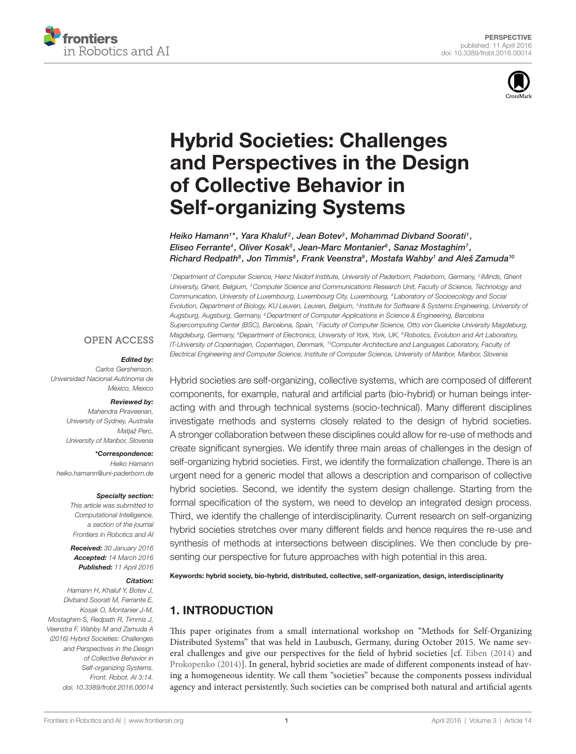PERSPECTIVE
published: 11 April 2016
doi: 10.3389/frobt.2016.00014

# Hybrid Societies: Challenges and Perspectives in the Design of Collective Behavior in Self-organizing Systems

*Heiko Hamann[1]\*, Yara Khaluf[2], Jean Botev[3], Mohammad Divband Soorati[1], Eliseo Ferrante[4], Oliver Kosak[5], Jean-Marc Montanier[6], Sanaz Mostaghim[7], Richard Redpath[8], Jon Timmis[8], Frank Veenstra[9], Mostafa Wahby[1] and Aleš Zamuda[10]*

[1] Department of Computer Science, Heinz Nixdorf Institute, University of Paderborn, Paderborn, Germany, [2] iMinds, Ghent University, Ghent, Belgium, [3] Computer Science and Communications Research Unit, Faculty of Science, Technology and Communication, University of Luxembourg, Luxembourg City, Luxembourg, [4] Laboratory of Socioecology and Social Evolution, Department of Biology, KU Leuven, Leuven, Belgium, [5] Institute for Software & Systems Engineering, University of Augsburg, Augsburg, Germany, [6] Department of Computer Applications in Science & Engineering, Barcelona Supercomputing Center (BSC), Barcelona, Spain, [7] Faculty of Computer Science, Otto von Guericke University Magdeburg, Magdeburg, Germany, [8] Department of Electronics, University of York, York, UK, [9] Robotics, Evolution and Art Laboratory, IT-University of Copenhagen, Copenhagen, Denmark, [10] Computer Architecture and Languages Laboratory, Faculty of Electrical Engineering and Computer Science, Institute of Computer Science, University of Maribor, Maribor, Slovenia

OPEN ACCESS

***Edited by:***
Carlos Gershenson,
Universidad Nacional Autónoma de México, Mexico

***Reviewed by:***
Mahendra Piraveenan,
University of Sydney, Australia
Matjaž Perc,
University of Maribor, Slovenia

***\*Correspondence:***
Heiko Hamann
heiko.hamann@uni-paderborn.de

***Specialty section:***
This article was submitted to Computational Intelligence, a section of the journal Frontiers in Robotics and AI

***Received:*** 30 January 2016
***Accepted:*** 14 March 2016
***Published:*** 11 April 2016

***Citation:***
Hamann H, Khaluf Y, Botev J, Divband Soorati M, Ferrante E, Kosak O, Montanier J-M, Mostaghim S, Redpath R, Timmis J, Veenstra F, Wahby M and Zamuda A (2016) Hybrid Societies: Challenges and Perspectives in the Design of Collective Behavior in Self-organizing Systems. Front. Robot. AI 3:14. doi: 10.3389/frobt.2016.00014

Hybrid societies are self-organizing, collective systems, which are composed of different components, for example, natural and artificial parts (bio-hybrid) or human beings interacting with and through technical systems (socio-technical). Many different disciplines investigate methods and systems closely related to the design of hybrid societies. A stronger collaboration between these disciplines could allow for re-use of methods and create significant synergies. We identify three main areas of challenges in the design of self-organizing hybrid societies. First, we identify the formalization challenge. There is an urgent need for a generic model that allows a description and comparison of collective hybrid societies. Second, we identify the system design challenge. Starting from the formal specification of the system, we need to develop an integrated design process. Third, we identify the challenge of interdisciplinarity. Current research on self-organizing hybrid societies stretches over many different fields and hence requires the re-use and synthesis of methods at intersections between disciplines. We then conclude by presenting our perspective for future approaches with high potential in this area.

**Keywords: hybrid society, bio-hybrid, distributed, collective, self-organization, design, interdisciplinarity**

## 1. INTRODUCTION

This paper originates from a small international workshop on "Methods for Self-Organizing Distributed Systems" that was held in Laubusch, Germany, during October 2015. We name several challenges and give our perspectives for the field of hybrid societies [cf. Eiben (2014) and Prokopenko (2014)]. In general, hybrid societies are made of different components instead of having a homogeneous identity. We call them "societies" because the components possess individual agency and interact persistently. Such societies can be comprised both natural and artificial agents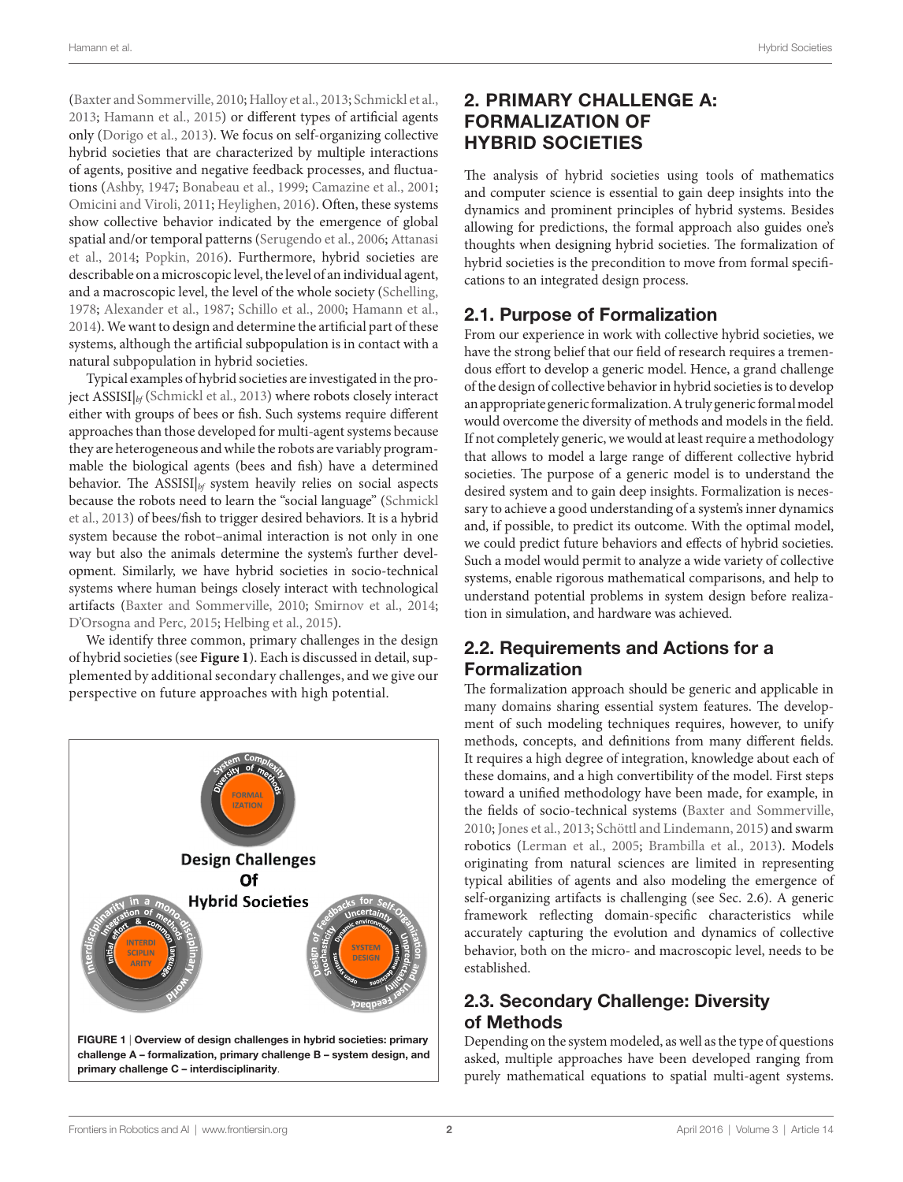(Baxter and Sommerville, 2010; Halloy et al., 2013; Schmickl et al., 2013; Hamann et al., 2015) or different types of artificial agents only (Dorigo et al., 2013). We focus on self-organizing collective hybrid societies that are characterized by multiple interactions of agents, positive and negative feedback processes, and fluctuations (Ashby, 1947; Bonabeau et al., 1999; Camazine et al., 2001; Omicini and Viroli, 2011; Heylighen, 2016). Often, these systems show collective behavior indicated by the emergence of global spatial and/or temporal patterns (Serugendo et al., 2006; Attanasi et al., 2014; Popkin, 2016). Furthermore, hybrid societies are describable on a microscopic level, the level of an individual agent, and a macroscopic level, the level of the whole society (Schelling, 1978; Alexander et al., 1987; Schillo et al., 2000; Hamann et al., 2014). We want to design and determine the artificial part of these systems, although the artificial subpopulation is in contact with a natural subpopulation in hybrid societies.

Typical examples of hybrid societies are investigated in the project ASSISI|*bf* (Schmickl et al., 2013) where robots closely interact either with groups of bees or fish. Such systems require different approaches than those developed for multi-agent systems because they are heterogeneous and while the robots are variably programmable the biological agents (bees and fish) have a determined behavior. The ASSISI|*bf* system heavily relies on social aspects because the robots need to learn the "social language" (Schmickl et al., 2013) of bees/fish to trigger desired behaviors. It is a hybrid system because the robot–animal interaction is not only in one way but also the animals determine the system's further development. Similarly, we have hybrid societies in socio-technical systems where human beings closely interact with technological artifacts (Baxter and Sommerville, 2010; Smirnov et al., 2014; D'Orsogna and Perc, 2015; Helbing et al., 2015).

We identify three common, primary challenges in the design of hybrid societies (see **Figure 1**). Each is discussed in detail, supplemented by additional secondary challenges, and we give our perspective on future approaches with high potential.

**FIGURE 1 | Overview of design challenges in hybrid societies: primary challenge A – formalization, primary challenge B – system design, and primary challenge C – interdisciplinarity**.

## 2. PRIMARY CHALLENGE A: FORMALIZATION OF HYBRID SOCIETIES

The analysis of hybrid societies using tools of mathematics and computer science is essential to gain deep insights into the dynamics and prominent principles of hybrid systems. Besides allowing for predictions, the formal approach also guides one's thoughts when designing hybrid societies. The formalization of hybrid societies is the precondition to move from formal specifications to an integrated design process.

### 2.1. Purpose of Formalization

From our experience in work with collective hybrid societies, we have the strong belief that our field of research requires a tremendous effort to develop a generic model. Hence, a grand challenge of the design of collective behavior in hybrid societies is to develop an appropriate generic formalization. A truly generic formal model would overcome the diversity of methods and models in the field. If not completely generic, we would at least require a methodology that allows to model a large range of different collective hybrid societies. The purpose of a generic model is to understand the desired system and to gain deep insights. Formalization is necessary to achieve a good understanding of a system's inner dynamics and, if possible, to predict its outcome. With the optimal model, we could predict future behaviors and effects of hybrid societies. Such a model would permit to analyze a wide variety of collective systems, enable rigorous mathematical comparisons, and help to understand potential problems in system design before realization in simulation, and hardware was achieved.

### 2.2. Requirements and Actions for a Formalization

The formalization approach should be generic and applicable in many domains sharing essential system features. The development of such modeling techniques requires, however, to unify methods, concepts, and definitions from many different fields. It requires a high degree of integration, knowledge about each of these domains, and a high convertibility of the model. First steps toward a unified methodology have been made, for example, in the fields of socio-technical systems (Baxter and Sommerville, 2010; Jones et al., 2013; Schöttl and Lindemann, 2015) and swarm robotics (Lerman et al., 2005; Brambilla et al., 2013). Models originating from natural sciences are limited in representing typical abilities of agents and also modeling the emergence of self-organizing artifacts is challenging (see Sec. 2.6). A generic framework reflecting domain-specific characteristics while accurately capturing the evolution and dynamics of collective behavior, both on the micro- and macroscopic level, needs to be established.

### 2.3. Secondary Challenge: Diversity of Methods

Depending on the system modeled, as well as the type of questions asked, multiple approaches have been developed ranging from purely mathematical equations to spatial multi-agent systems.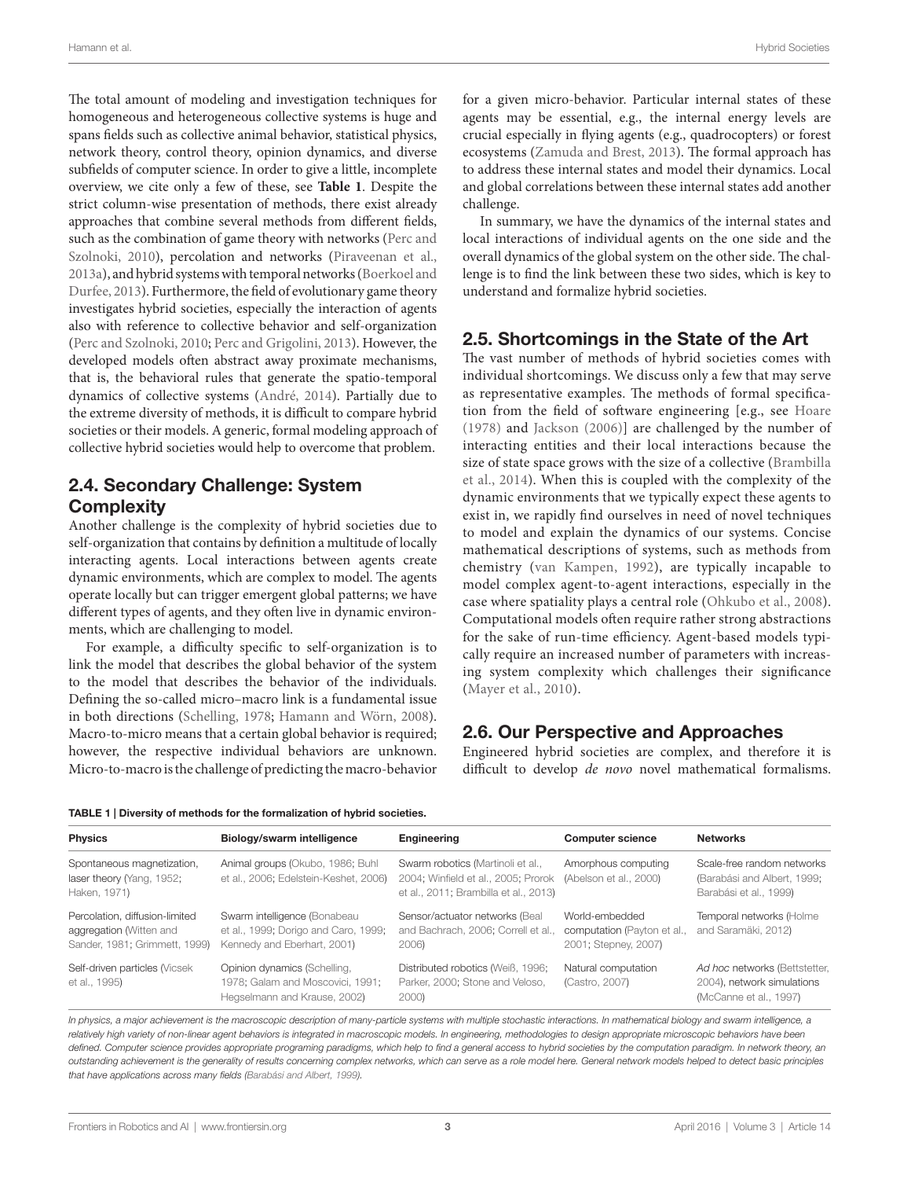The total amount of modeling and investigation techniques for homogeneous and heterogeneous collective systems is huge and spans fields such as collective animal behavior, statistical physics, network theory, control theory, opinion dynamics, and diverse subfields of computer science. In order to give a little, incomplete overview, we cite only a few of these, see **Table 1**. Despite the strict column-wise presentation of methods, there exist already approaches that combine several methods from different fields, such as the combination of game theory with networks (Perc and Szolnoki, 2010), percolation and networks (Piraveenan et al., 2013a), and hybrid systems with temporal networks (Boerkoel and Durfee, 2013). Furthermore, the field of evolutionary game theory investigates hybrid societies, especially the interaction of agents also with reference to collective behavior and self-organization (Perc and Szolnoki, 2010; Perc and Grigolini, 2013). However, the developed models often abstract away proximate mechanisms, that is, the behavioral rules that generate the spatio-temporal dynamics of collective systems (André, 2014). Partially due to the extreme diversity of methods, it is difficult to compare hybrid societies or their models. A generic, formal modeling approach of collective hybrid societies would help to overcome that problem.

## 2.4. Secondary Challenge: System Complexity

Another challenge is the complexity of hybrid societies due to self-organization that contains by definition a multitude of locally interacting agents. Local interactions between agents create dynamic environments, which are complex to model. The agents operate locally but can trigger emergent global patterns; we have different types of agents, and they often live in dynamic environments, which are challenging to model.

For example, a difficulty specific to self-organization is to link the model that describes the global behavior of the system to the model that describes the behavior of the individuals. Defining the so-called micro–macro link is a fundamental issue in both directions (Schelling, 1978; Hamann and Wörn, 2008). Macro-to-micro means that a certain global behavior is required; however, the respective individual behaviors are unknown. Micro-to-macro is the challenge of predicting the macro-behavior for a given micro-behavior. Particular internal states of these agents may be essential, e.g., the internal energy levels are crucial especially in flying agents (e.g., quadrocopters) or forest ecosystems (Zamuda and Brest, 2013). The formal approach has to address these internal states and model their dynamics. Local and global correlations between these internal states add another challenge.

In summary, we have the dynamics of the internal states and local interactions of individual agents on the one side and the overall dynamics of the global system on the other side. The challenge is to find the link between these two sides, which is key to understand and formalize hybrid societies.

## 2.5. Shortcomings in the State of the Art

The vast number of methods of hybrid societies comes with individual shortcomings. We discuss only a few that may serve as representative examples. The methods of formal specification from the field of software engineering [e.g., see Hoare (1978) and Jackson (2006)] are challenged by the number of interacting entities and their local interactions because the size of state space grows with the size of a collective (Brambilla et al., 2014). When this is coupled with the complexity of the dynamic environments that we typically expect these agents to exist in, we rapidly find ourselves in need of novel techniques to model and explain the dynamics of our systems. Concise mathematical descriptions of systems, such as methods from chemistry (van Kampen, 1992), are typically incapable to model complex agent-to-agent interactions, especially in the case where spatiality plays a central role (Ohkubo et al., 2008). Computational models often require rather strong abstractions for the sake of run-time efficiency. Agent-based models typically require an increased number of parameters with increasing system complexity which challenges their significance (Mayer et al., 2010).

## 2.6. Our Perspective and Approaches

Engineered hybrid societies are complex, and therefore it is difficult to develop *de novo* novel mathematical formalisms.

**TABLE 1 | Diversity of methods for the formalization of hybrid societies.**

| Physics | Biology/swarm intelligence | Engineering | Computer science | Networks |
|---|---|---|---|---|
| Spontaneous magnetization, laser theory (Yang, 1952; Haken, 1971) | Animal groups (Okubo, 1986; Buhl et al., 2006; Edelstein-Keshet, 2006) | Swarm robotics (Martinoli et al., 2004; Winfield et al., 2005; Prorok et al., 2011; Brambilla et al., 2013) | Amorphous computing (Abelson et al., 2000) | Scale-free random networks (Barabási and Albert, 1999; Barabási et al., 1999) |
| Percolation, diffusion-limited aggregation (Witten and Sander, 1981; Grimmett, 1999) | Swarm intelligence (Bonabeau et al., 1999; Dorigo and Caro, 1999; Kennedy and Eberhart, 2001) | Sensor/actuator networks (Beal and Bachrach, 2006; Correll et al., 2006) | World-embedded computation (Payton et al., 2001; Stepney, 2007) | Temporal networks (Holme and Saramäki, 2012) |
| Self-driven particles (Vicsek et al., 1995) | Opinion dynamics (Schelling, 1978; Galam and Moscovici, 1991; Hegselmann and Krause, 2002) | Distributed robotics (Weiß, 1996; Parker, 2000; Stone and Veloso, 2000) | Natural computation (Castro, 2007) | *Ad hoc* networks (Bettstetter, 2004), network simulations (McCanne et al., 1997) |

*In physics, a major achievement is the macroscopic description of many-particle systems with multiple stochastic interactions. In mathematical biology and swarm intelligence, a relatively high variety of non-linear agent behaviors is integrated in macroscopic models. In engineering, methodologies to design appropriate microscopic behaviors have been defined. Computer science provides appropriate programing paradigms, which help to find a general access to hybrid societies by the computation paradigm. In network theory, an outstanding achievement is the generality of results concerning complex networks, which can serve as a role model here. General network models helped to detect basic principles that have applications across many fields (Barabási and Albert, 1999).*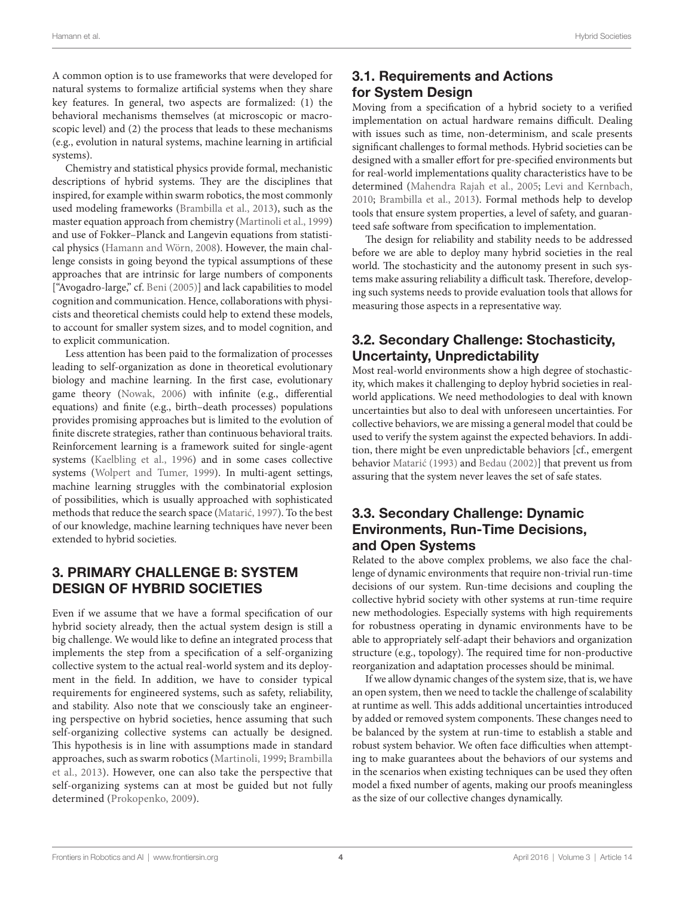A common option is to use frameworks that were developed for natural systems to formalize artificial systems when they share key features. In general, two aspects are formalized: (1) the behavioral mechanisms themselves (at microscopic or macroscopic level) and (2) the process that leads to these mechanisms (e.g., evolution in natural systems, machine learning in artificial systems).

Chemistry and statistical physics provide formal, mechanistic descriptions of hybrid systems. They are the disciplines that inspired, for example within swarm robotics, the most commonly used modeling frameworks (Brambilla et al., 2013), such as the master equation approach from chemistry (Martinoli et al., 1999) and use of Fokker–Planck and Langevin equations from statistical physics (Hamann and Wörn, 2008). However, the main challenge consists in going beyond the typical assumptions of these approaches that are intrinsic for large numbers of components ["Avogadro-large," cf. Beni (2005)] and lack capabilities to model cognition and communication. Hence, collaborations with physicists and theoretical chemists could help to extend these models, to account for smaller system sizes, and to model cognition, and to explicit communication.

Less attention has been paid to the formalization of processes leading to self-organization as done in theoretical evolutionary biology and machine learning. In the first case, evolutionary game theory (Nowak, 2006) with infinite (e.g., differential equations) and finite (e.g., birth–death processes) populations provides promising approaches but is limited to the evolution of finite discrete strategies, rather than continuous behavioral traits. Reinforcement learning is a framework suited for single-agent systems (Kaelbling et al., 1996) and in some cases collective systems (Wolpert and Tumer, 1999). In multi-agent settings, machine learning struggles with the combinatorial explosion of possibilities, which is usually approached with sophisticated methods that reduce the search space (Matarić, 1997). To the best of our knowledge, machine learning techniques have never been extended to hybrid societies.

## 3. PRIMARY CHALLENGE B: SYSTEM DESIGN OF HYBRID SOCIETIES

Even if we assume that we have a formal specification of our hybrid society already, then the actual system design is still a big challenge. We would like to define an integrated process that implements the step from a specification of a self-organizing collective system to the actual real-world system and its deployment in the field. In addition, we have to consider typical requirements for engineered systems, such as safety, reliability, and stability. Also note that we consciously take an engineering perspective on hybrid societies, hence assuming that such self-organizing collective systems can actually be designed. This hypothesis is in line with assumptions made in standard approaches, such as swarm robotics (Martinoli, 1999; Brambilla et al., 2013). However, one can also take the perspective that self-organizing systems can at most be guided but not fully determined (Prokopenko, 2009).

### 3.1. Requirements and Actions for System Design

Moving from a specification of a hybrid society to a verified implementation on actual hardware remains difficult. Dealing with issues such as time, non-determinism, and scale presents significant challenges to formal methods. Hybrid societies can be designed with a smaller effort for pre-specified environments but for real-world implementations quality characteristics have to be determined (Mahendra Rajah et al., 2005; Levi and Kernbach, 2010; Brambilla et al., 2013). Formal methods help to develop tools that ensure system properties, a level of safety, and guaranteed safe software from specification to implementation.

The design for reliability and stability needs to be addressed before we are able to deploy many hybrid societies in the real world. The stochasticity and the autonomy present in such systems make assuring reliability a difficult task. Therefore, developing such systems needs to provide evaluation tools that allows for measuring those aspects in a representative way.

### 3.2. Secondary Challenge: Stochasticity, Uncertainty, Unpredictability

Most real-world environments show a high degree of stochasticity, which makes it challenging to deploy hybrid societies in real-world applications. We need methodologies to deal with known uncertainties but also to deal with unforeseen uncertainties. For collective behaviors, we are missing a general model that could be used to verify the system against the expected behaviors. In addition, there might be even unpredictable behaviors [cf., emergent behavior Matarić (1993) and Bedau (2002)] that prevent us from assuring that the system never leaves the set of safe states.

### 3.3. Secondary Challenge: Dynamic Environments, Run-Time Decisions, and Open Systems

Related to the above complex problems, we also face the challenge of dynamic environments that require non-trivial run-time decisions of our system. Run-time decisions and coupling the collective hybrid society with other systems at run-time require new methodologies. Especially systems with high requirements for robustness operating in dynamic environments have to be able to appropriately self-adapt their behaviors and organization structure (e.g., topology). The required time for non-productive reorganization and adaptation processes should be minimal.

If we allow dynamic changes of the system size, that is, we have an open system, then we need to tackle the challenge of scalability at runtime as well. This adds additional uncertainties introduced by added or removed system components. These changes need to be balanced by the system at run-time to establish a stable and robust system behavior. We often face difficulties when attempting to make guarantees about the behaviors of our systems and in the scenarios when existing techniques can be used they often model a fixed number of agents, making our proofs meaningless as the size of our collective changes dynamically.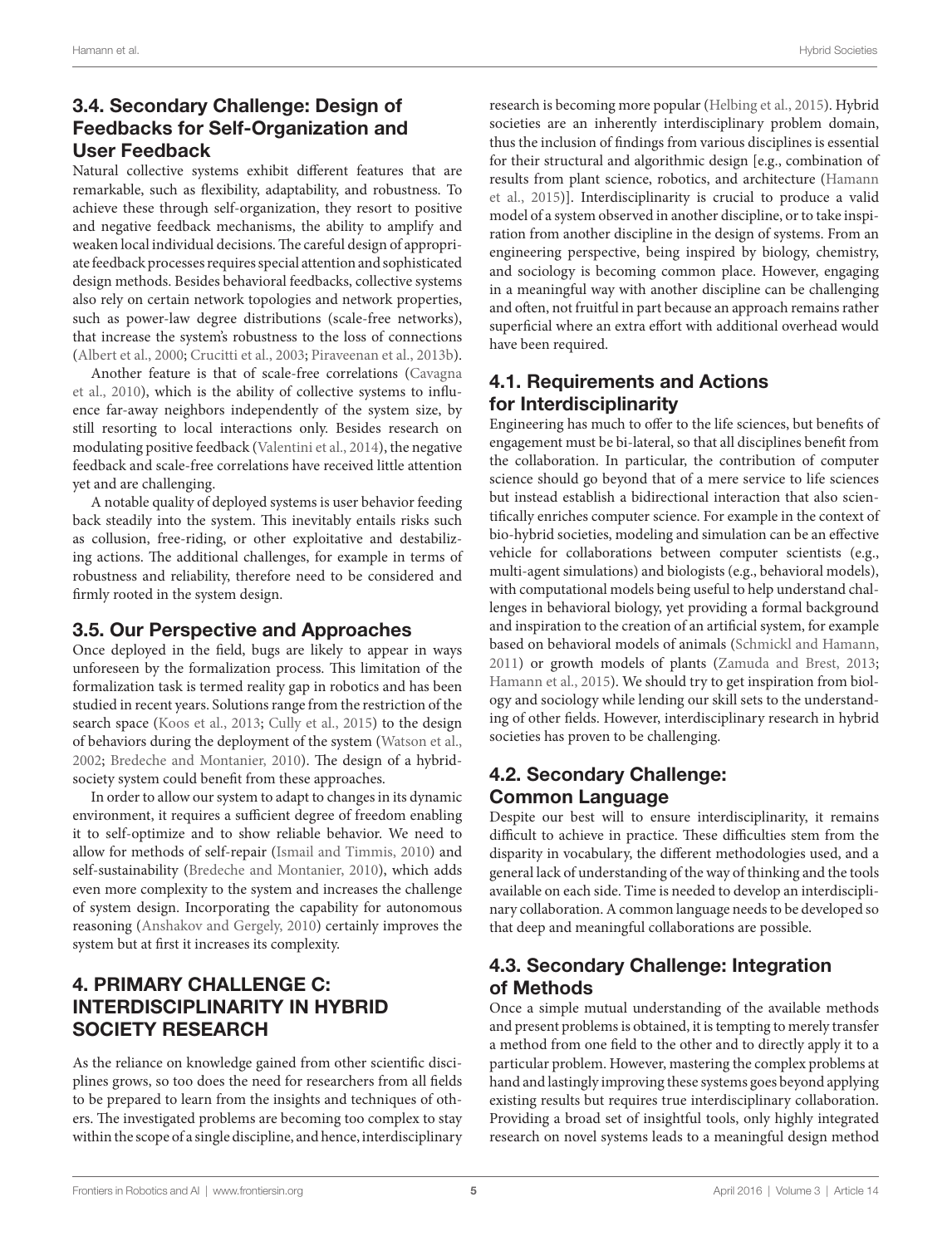## 3.4. Secondary Challenge: Design of Feedbacks for Self-Organization and User Feedback

Natural collective systems exhibit different features that are remarkable, such as flexibility, adaptability, and robustness. To achieve these through self-organization, they resort to positive and negative feedback mechanisms, the ability to amplify and weaken local individual decisions. The careful design of appropriate feedback processes requires special attention and sophisticated design methods. Besides behavioral feedbacks, collective systems also rely on certain network topologies and network properties, such as power-law degree distributions (scale-free networks), that increase the system's robustness to the loss of connections (Albert et al., 2000; Crucitti et al., 2003; Piraveenan et al., 2013b).

Another feature is that of scale-free correlations (Cavagna et al., 2010), which is the ability of collective systems to influence far-away neighbors independently of the system size, by still resorting to local interactions only. Besides research on modulating positive feedback (Valentini et al., 2014), the negative feedback and scale-free correlations have received little attention yet and are challenging.

A notable quality of deployed systems is user behavior feeding back steadily into the system. This inevitably entails risks such as collusion, free-riding, or other exploitative and destabilizing actions. The additional challenges, for example in terms of robustness and reliability, therefore need to be considered and firmly rooted in the system design.

## 3.5. Our Perspective and Approaches

Once deployed in the field, bugs are likely to appear in ways unforeseen by the formalization process. This limitation of the formalization task is termed reality gap in robotics and has been studied in recent years. Solutions range from the restriction of the search space (Koos et al., 2013; Cully et al., 2015) to the design of behaviors during the deployment of the system (Watson et al., 2002; Bredeche and Montanier, 2010). The design of a hybrid-society system could benefit from these approaches.

In order to allow our system to adapt to changes in its dynamic environment, it requires a sufficient degree of freedom enabling it to self-optimize and to show reliable behavior. We need to allow for methods of self-repair (Ismail and Timmis, 2010) and self-sustainability (Bredeche and Montanier, 2010), which adds even more complexity to the system and increases the challenge of system design. Incorporating the capability for autonomous reasoning (Anshakov and Gergely, 2010) certainly improves the system but at first it increases its complexity.

# 4. PRIMARY CHALLENGE C: INTERDISCIPLINARITY IN HYBRID SOCIETY RESEARCH

As the reliance on knowledge gained from other scientific disciplines grows, so too does the need for researchers from all fields to be prepared to learn from the insights and techniques of others. The investigated problems are becoming too complex to stay within the scope of a single discipline, and hence, interdisciplinary research is becoming more popular (Helbing et al., 2015). Hybrid societies are an inherently interdisciplinary problem domain, thus the inclusion of findings from various disciplines is essential for their structural and algorithmic design [e.g., combination of results from plant science, robotics, and architecture (Hamann et al., 2015)]. Interdisciplinarity is crucial to produce a valid model of a system observed in another discipline, or to take inspiration from another discipline in the design of systems. From an engineering perspective, being inspired by biology, chemistry, and sociology is becoming common place. However, engaging in a meaningful way with another discipline can be challenging and often, not fruitful in part because an approach remains rather superficial where an extra effort with additional overhead would have been required.

## 4.1. Requirements and Actions for Interdisciplinarity

Engineering has much to offer to the life sciences, but benefits of engagement must be bi-lateral, so that all disciplines benefit from the collaboration. In particular, the contribution of computer science should go beyond that of a mere service to life sciences but instead establish a bidirectional interaction that also scientifically enriches computer science. For example in the context of bio-hybrid societies, modeling and simulation can be an effective vehicle for collaborations between computer scientists (e.g., multi-agent simulations) and biologists (e.g., behavioral models), with computational models being useful to help understand challenges in behavioral biology, yet providing a formal background and inspiration to the creation of an artificial system, for example based on behavioral models of animals (Schmickl and Hamann, 2011) or growth models of plants (Zamuda and Brest, 2013; Hamann et al., 2015). We should try to get inspiration from biology and sociology while lending our skill sets to the understanding of other fields. However, interdisciplinary research in hybrid societies has proven to be challenging.

## 4.2. Secondary Challenge: Common Language

Despite our best will to ensure interdisciplinarity, it remains difficult to achieve in practice. These difficulties stem from the disparity in vocabulary, the different methodologies used, and a general lack of understanding of the way of thinking and the tools available on each side. Time is needed to develop an interdisciplinary collaboration. A common language needs to be developed so that deep and meaningful collaborations are possible.

## 4.3. Secondary Challenge: Integration of Methods

Once a simple mutual understanding of the available methods and present problems is obtained, it is tempting to merely transfer a method from one field to the other and to directly apply it to a particular problem. However, mastering the complex problems at hand and lastingly improving these systems goes beyond applying existing results but requires true interdisciplinary collaboration. Providing a broad set of insightful tools, only highly integrated research on novel systems leads to a meaningful design method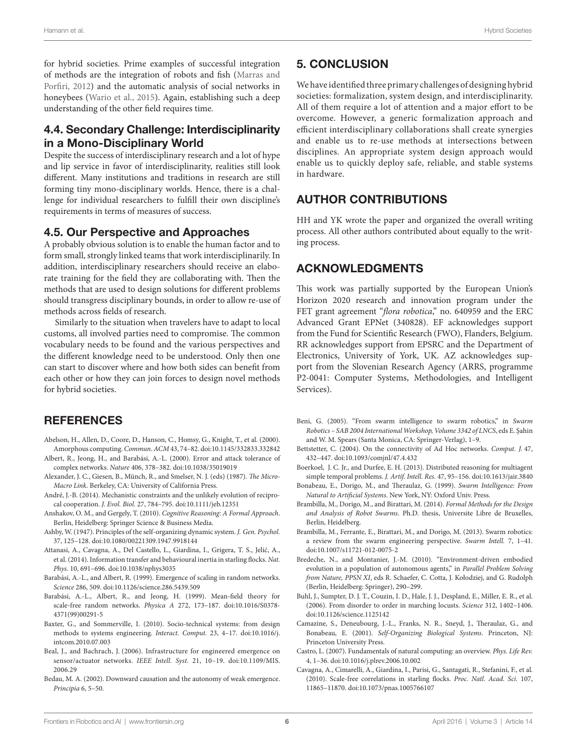for hybrid societies. Prime examples of successful integration of methods are the integration of robots and fish (Marras and Porfiri, 2012) and the automatic analysis of social networks in honeybees (Wario et al., 2015). Again, establishing such a deep understanding of the other field requires time.

### 4.4. Secondary Challenge: Interdisciplinarity in a Mono-Disciplinary World

Despite the success of interdisciplinary research and a lot of hype and lip service in favor of interdisciplinarity, realities still look different. Many institutions and traditions in research are still forming tiny mono-disciplinary worlds. Hence, there is a challenge for individual researchers to fulfill their own discipline's requirements in terms of measures of success.

### 4.5. Our Perspective and Approaches

A probably obvious solution is to enable the human factor and to form small, strongly linked teams that work interdisciplinarily. In addition, interdisciplinary researchers should receive an elaborate training for the field they are collaborating with. Then the methods that are used to design solutions for different problems should transgress disciplinary bounds, in order to allow re-use of methods across fields of research.

Similarly to the situation when travelers have to adapt to local customs, all involved parties need to compromise. The common vocabulary needs to be found and the various perspectives and the different knowledge need to be understood. Only then one can start to discover where and how both sides can benefit from each other or how they can join forces to design novel methods for hybrid societies.

## 5. CONCLUSION

We have identified three primary challenges of designing hybrid societies: formalization, system design, and interdisciplinarity. All of them require a lot of attention and a major effort to be overcome. However, a generic formalization approach and efficient interdisciplinary collaborations shall create synergies and enable us to re-use methods at intersections between disciplines. An appropriate system design approach would enable us to quickly deploy safe, reliable, and stable systems in hardware.

## AUTHOR CONTRIBUTIONS

HH and YK wrote the paper and organized the overall writing process. All other authors contributed about equally to the writing process.

## ACKNOWLEDGMENTS

This work was partially supported by the European Union's Horizon 2020 research and innovation program under the FET grant agreement "*flora robotica*", no. 640959 and the ERC Advanced Grant EPNet (340828). EF acknowledges support from the Fund for Scientific Research (FWO), Flanders, Belgium. RR acknowledges support from EPSRC and the Department of Electronics, University of York, UK. AZ acknowledges support from the Slovenian Research Agency (ARRS, programme P2-0041: Computer Systems, Methodologies, and Intelligent Services).

## REFERENCES

Abelson, H., Allen, D., Coore, D., Hanson, C., Homsy, G., Knight, T., et al. (2000). Amorphous computing. *Commun. ACM* 43, 74–82. doi:10.1145/332833.332842

Albert, R., Jeong, H., and Barabási, A.-L. (2000). Error and attack tolerance of complex networks. *Nature* 406, 378–382. doi:10.1038/35019019

Alexander, J. C., Giesen, B., Münch, R., and Smelser, N. J. (eds) (1987). *The Micro-Macro Link*. Berkeley, CA: University of California Press.

André, J.-B. (2014). Mechanistic constraints and the unlikely evolution of reciprocal cooperation. *J. Evol. Biol.* 27, 784–795. doi:10.1111/jeb.12351

Anshakov, O. M., and Gergely, T. (2010). *Cognitive Reasoning: A Formal Approach*. Berlin, Heidelberg: Springer Science & Business Media.

Ashby, W. (1947). Principles of the self-organizing dynamic system. *J. Gen. Psychol.* 37, 125–128. doi:10.1080/00221309.1947.9918144

Attanasi, A., Cavagna, A., Del Castello, L., Giardina, I., Grigera, T. S., Jelić, A., et al. (2014). Information transfer and behavioural inertia in starling flocks. *Nat. Phys.* 10, 691–696. doi:10.1038/nphys3035

Barabási, A.-L., and Albert, R. (1999). Emergence of scaling in random networks. *Science* 286, 509. doi:10.1126/science.286.5439.509

Barabási, A.-L., Albert, R., and Jeong, H. (1999). Mean-field theory for scale-free random networks. *Physica A* 272, 173–187. doi:10.1016/S0378-4371(99)00291-5

Baxter, G., and Sommerville, I. (2010). Socio-technical systems: from design methods to systems engineering. *Interact. Comput.* 23, 4–17. doi:10.1016/j.intcom.2010.07.003

Beal, J., and Bachrach, J. (2006). Infrastructure for engineered emergence on sensor/actuator networks. *IEEE Intell. Syst.* 21, 10–19. doi:10.1109/MIS.2006.29

Bedau, M. A. (2002). Downward causation and the autonomy of weak emergence. *Principia* 6, 5–50.

Beni, G. (2005). "From swarm intelligence to swarm robotics," in *Swarm Robotics – SAB 2004 International Workshop, Volume 3342 of LNCS*, eds E. Şahin and W. M. Spears (Santa Monica, CA: Springer-Verlag), 1–9.

Bettstetter, C. (2004). On the connectivity of Ad Hoc networks. *Comput. J.* 47, 432–447. doi:10.1093/comjnl/47.4.432

Boerkoel, J. C. Jr., and Durfee, E. H. (2013). Distributed reasoning for multiagent simple temporal problems. *J. Artif. Intell. Res.* 47, 95–156. doi:10.1613/jair.3840

Bonabeau, E., Dorigo, M., and Theraulaz, G. (1999). *Swarm Intelligence: From Natural to Artificial Systems*. New York, NY: Oxford Univ. Press.

Brambilla, M., Dorigo, M., and Birattari, M. (2014). *Formal Methods for the Design and Analysis of Robot Swarms*. Ph.D. thesis, Universite Libre de Bruxelles, Berlin, Heidelberg.

Brambilla, M., Ferrante, E., Birattari, M., and Dorigo, M. (2013). Swarm robotics: a review from the swarm engineering perspective. *Swarm Intell.* 7, 1–41. doi:10.1007/s11721-012-0075-2

Bredeche, N., and Montanier, J.-M. (2010). "Environment-driven embodied evolution in a population of autonomous agents," in *Parallel Problem Solving from Nature, PPSN XI*, eds R. Schaefer, C. Cotta, J. Kołodziej, and G. Rudolph (Berlin, Heidelberg: Springer), 290–299.

Buhl, J., Sumpter, D. J. T., Couzin, I. D., Hale, J. J., Despland, E., Miller, E. R., et al. (2006). From disorder to order in marching locusts. *Science* 312, 1402–1406. doi:10.1126/science.1125142

Camazine, S., Deneubourg, J.-L., Franks, N. R., Sneyd, J., Theraulaz, G., and Bonabeau, E. (2001). *Self-Organizing Biological Systems*. Princeton, NJ: Princeton University Press.

Castro, L. (2007). Fundamentals of natural computing: an overview. *Phys. Life Rev.* 4, 1–36. doi:10.1016/j.plrev.2006.10.002

Cavagna, A., Cimarelli, A., Giardina, I., Parisi, G., Santagati, R., Stefanini, F., et al. (2010). Scale-free correlations in starling flocks. *Proc. Natl. Acad. Sci.* 107, 11865–11870. doi:10.1073/pnas.1005766107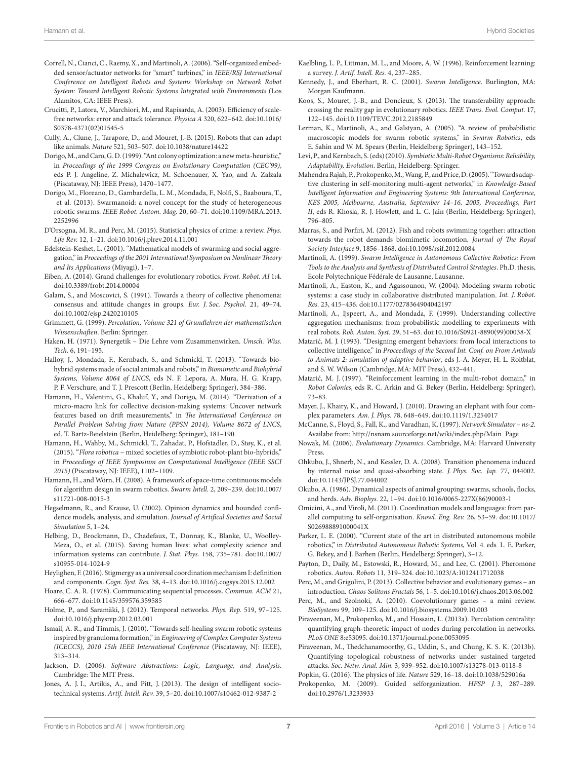Correll, N., Cianci, C., Raemy, X., and Martinoli, A. (2006). "Self-organized embedded sensor/actuator networks for "smart" turbines," in *IEEE/RSJ International Conference on Intelligent Robots and Systems Workshop on Network Robot System: Toward Intelligent Robotic Systems Integrated with Environments* (Los Alamitos, CA: IEEE Press).

Crucitti, P., Latora, V., Marchiori, M., and Rapisarda, A. (2003). Efficiency of scale-free networks: error and attack tolerance. *Physica A* 320, 622–642. doi:10.1016/S0378-4371(02)01545-5

Cully, A., Clune, J., Tarapore, D., and Mouret, J.-B. (2015). Robots that can adapt like animals. *Nature* 521, 503–507. doi:10.1038/nature14422

Dorigo, M., and Caro, G. D. (1999). "Ant colony optimization: a new meta-heuristic," in *Proceedings of the 1999 Congress on Evolutionary Computation (CEC'99)*, eds P. J. Angeline, Z. Michalewicz, M. Schoenauer, X. Yao, and A. Zalzala (Piscataway, NJ: IEEE Press), 1470–1477.

Dorigo, M., Floreano, D., Gambardella, L. M., Mondada, F., Nolfi, S., Baaboura, T., et al. (2013). Swarmanoid: a novel concept for the study of heterogeneous robotic swarms. *IEEE Robot. Autom. Mag.* 20, 60–71. doi:10.1109/MRA.2013.2252996

D'Orsogna, M. R., and Perc, M. (2015). Statistical physics of crime: a review. *Phys. Life Rev.* 12, 1–21. doi:10.1016/j.plrev.2014.11.001

Edelstein-Keshet, L. (2001). "Mathematical models of swarming and social aggregation," in *Proceedings of the 2001 International Symposium on Nonlinear Theory and Its Applications* (Miyagi), 1–7.

Eiben, A. (2014). Grand challenges for evolutionary robotics. *Front. Robot. AI* 1:4. doi:10.3389/frobt.2014.00004

Galam, S., and Moscovici, S. (1991). Towards a theory of collective phenomena: consensus and attitude changes in groups. *Eur. J. Soc. Psychol.* 21, 49–74. doi:10.1002/ejsp.2420210105

Grimmett, G. (1999). *Percolation, Volume 321 of Grundlehren der mathematischen Wissenschaften*. Berlin: Springer.

Haken, H. (1971). Synergetik – Die Lehre vom Zusammenwirken. *Umsch. Wiss. Tech.* 6, 191–195.

Halloy, J., Mondada, F., Kernbach, S., and Schmickl, T. (2013). "Towards bio-hybrid systems made of social animals and robots," in *Biomimetic and Biohybrid Systems, Volume 8064 of LNCS*, eds N. F. Lepora, A. Mura, H. G. Krapp, P. F. Verschure, and T. J. Prescott (Berlin, Heidelberg: Springer), 384–386.

Hamann, H., Valentini, G., Khaluf, Y., and Dorigo, M. (2014). "Derivation of a micro-macro link for collective decision-making systems: Uncover network features based on drift measurements," in *The International Conference on Parallel Problem Solving from Nature (PPSN 2014), Volume 8672 of LNCS*, ed. T. Bartz-Beielstein (Berlin, Heidelberg: Springer), 181–190.

Hamann, H., Wahby, M., Schmickl, T., Zahadat, P., Hofstadler, D., Støy, K., et al. (2015). "*Flora robotica* – mixed societies of symbiotic robot-plant bio-hybrids," in *Proceedings of IEEE Symposium on Computational Intelligence (IEEE SSCI 2015)* (Piscataway, NJ: IEEE), 1102–1109.

Hamann, H., and Wörn, H. (2008). A framework of space-time continuous models for algorithm design in swarm robotics. *Swarm Intell.* 2, 209–239. doi:10.1007/s11721-008-0015-3

Hegselmann, R., and Krause, U. (2002). Opinion dynamics and bounded confidence models, analysis, and simulation. *Journal of Artifical Societies and Social Simulation* 5, 1–24.

Helbing, D., Brockmann, D., Chadefaux, T., Donnay, K., Blanke, U., Woolley-Meza, O., et al. (2015). Saving human lives: what complexity science and information systems can contribute. *J. Stat. Phys.* 158, 735–781. doi:10.1007/s10955-014-1024-9

Heylighen, F. (2016). Stigmergy as a universal coordination mechanism I: definition and components. *Cogn. Syst. Res.* 38, 4–13. doi:10.1016/j.cogsys.2015.12.002

Hoare, C. A. R. (1978). Communicating sequential processes. *Commun. ACM* 21, 666–677. doi:10.1145/359576.359585

Holme, P., and Saramäki, J. (2012). Temporal networks. *Phys. Rep.* 519, 97–125. doi:10.1016/j.physrep.2012.03.001

Ismail, A. R., and Timmis, J. (2010). "Towards self-healing swarm robotic systems inspired by granuloma formation," in *Engineering of Complex Computer Systems (ICECCS), 2010 15th IEEE International Conference* (Piscataway, NJ: IEEE), 313–314.

Jackson, D. (2006). *Software Abstractions: Logic, Language, and Analysis*. Cambridge: The MIT Press.

Jones, A. J. I., Artikis, A., and Pitt, J. (2013). The design of intelligent socio-technical systems. *Artif. Intell. Rev.* 39, 5–20. doi:10.1007/s10462-012-9387-2

Kaelbling, L. P., Littman, M. L., and Moore, A. W. (1996). Reinforcement learning: a survey. *J. Artif. Intell. Res.* 4, 237–285.

Kennedy, J., and Eberhart, R. C. (2001). *Swarm Intelligence*. Burlington, MA: Morgan Kaufmann.

Koos, S., Mouret, J.-B., and Doncieux, S. (2013). The transferability approach: crossing the reality gap in evolutionary robotics. *IEEE Trans. Evol. Comput.* 17, 122–145. doi:10.1109/TEVC.2012.2185849

Lerman, K., Martinoli, A., and Galstyan, A. (2005). "A review of probabilistic macroscopic models for swarm robotic systems," in *Swarm Robotics*, eds E. Sahin and W. M. Spears (Berlin, Heidelberg: Springer), 143–152.

Levi, P., and Kernbach, S. (eds) (2010). *Symbiotic Multi-Robot Organisms: Reliability, Adaptability, Evolution*. Berlin, Heidelberg: Springer.

Mahendra Rajah, P., Prokopenko, M., Wang, P., and Price, D. (2005). "Towards adaptive clustering in self-monitoring multi-agent networks," in *Knowledge-Based Intelligent Information and Engineering Systems: 9th International Conference, KES 2005, Melbourne, Australia, September 14–16, 2005, Proceedings, Part II*, eds R. Khosla, R. J. Howlett, and L. C. Jain (Berlin, Heidelberg: Springer), 796–805.

Marras, S., and Porfiri, M. (2012). Fish and robots swimming together: attraction towards the robot demands biomimetic locomotion. *Journal of The Royal Society Interface* 9, 1856–1868. doi:10.1098/rsif.2012.0084

Martinoli, A. (1999). *Swarm Intelligence in Autonomous Collective Robotics: From Tools to the Analysis and Synthesis of Distributed Control Strategies*. Ph.D. thesis, Ecole Polytechnique Fédérale de Lausanne, Lausanne.

Martinoli, A., Easton, K., and Agassounon, W. (2004). Modeling swarm robotic systems: a case study in collaborative distributed manipulation. *Int. J. Robot. Res.* 23, 415–436. doi:10.1177/0278364904042197

Martinoli, A., Ijspeert, A., and Mondada, F. (1999). Understanding collective aggregation mechanisms: from probabilistic modelling to experiments with real robots. *Rob. Auton. Syst.* 29, 51–63. doi:10.1016/S0921-8890(99)00038-X

Matarić, M. J. (1993). "Designing emergent behaviors: from local interactions to collective intelligence," in *Proceedings of the Second Int. Conf. on From Animals to Animats 2: simulation of adaptive behavior*, eds J.-A. Meyer, H. L. Roitblat, and S. W. Wilson (Cambridge, MA: MIT Press), 432–441.

Matarić, M. J. (1997). "Reinforcement learning in the multi-robot domain," in *Robot Colonies*, eds R. C. Arkin and G. Bekey (Berlin, Heidelberg: Springer), 73–83.

Mayer, J., Khairy, K., and Howard, J. (2010). Drawing an elephant with four complex parameters. *Am. J. Phys.* 78, 648–649. doi:10.1119/1.3254017

McCanne, S., Floyd, S., Fall, K., and Varadhan, K. (1997). *Network Simulator – ns-2*. Availabe from: http://nsnam.sourceforge.net/wiki/index.php/Main_Page

Nowak, M. (2006). *Evolutionary Dynamics*. Cambridge, MA: Harvard University Press.

Ohkubo, J., Shnerb, N., and Kessler, D. A. (2008). Transition phenomena induced by internal noise and quasi-absorbing state. *J. Phys. Soc. Jap.* 77, 044002. doi:10.1143/JPSJ.77.044002

Okubo, A. (1986). Dynamical aspects of animal grouping: swarms, schools, flocks, and herds. *Adv. Biophys.* 22, 1–94. doi:10.1016/0065-227X(86)90003-1

Omicini, A., and Viroli, M. (2011). Coordination models and languages: from parallel computing to self-organisation. *Knowl. Eng. Rev.* 26, 53–59. doi:10.1017/S026988891000041X

Parker, L. E. (2000). "Current state of the art in distributed autonomous mobile robotics," in *Distributed Autonomous Robotic Systems*, Vol. 4. eds L. E. Parker, G. Bekey, and J. Barhen (Berlin, Heidelberg: Springer), 3–12.

Payton, D., Daily, M., Estowski, R., Howard, M., and Lee, C. (2001). Pheromone robotics. *Auton. Robots* 11, 319–324. doi:10.1023/A:1012411712038

Perc, M., and Grigolini, P. (2013). Collective behavior and evolutionary games – an introduction. *Chaos Solitons Fractals* 56, 1–5. doi:10.1016/j.chaos.2013.06.002

Perc, M., and Szolnoki, A. (2010). Coevolutionary games – a mini review. *BioSystems* 99, 109–125. doi:10.1016/j.biosystems.2009.10.003

Piraveenan, M., Prokopenko, M., and Hossain, L. (2013a). Percolation centrality: quantifying graph-theoretic impact of nodes during percolation in networks. *PLoS ONE* 8:e53095. doi:10.1371/journal.pone.0053095

Piraveenan, M., Thedchanamoorthy, G., Uddin, S., and Chung, K. S. K. (2013b). Quantifying topological robustness of networks under sustained targeted attacks. *Soc. Netw. Anal. Min.* 3, 939–952. doi:10.1007/s13278-013-0118-8

Popkin, G. (2016). The physics of life. *Nature* 529, 16–18. doi:10.1038/529016a

Prokopenko, M. (2009). Guided selforganization. *HFSP J.* 3, 287–289. doi:10.2976/1.3233933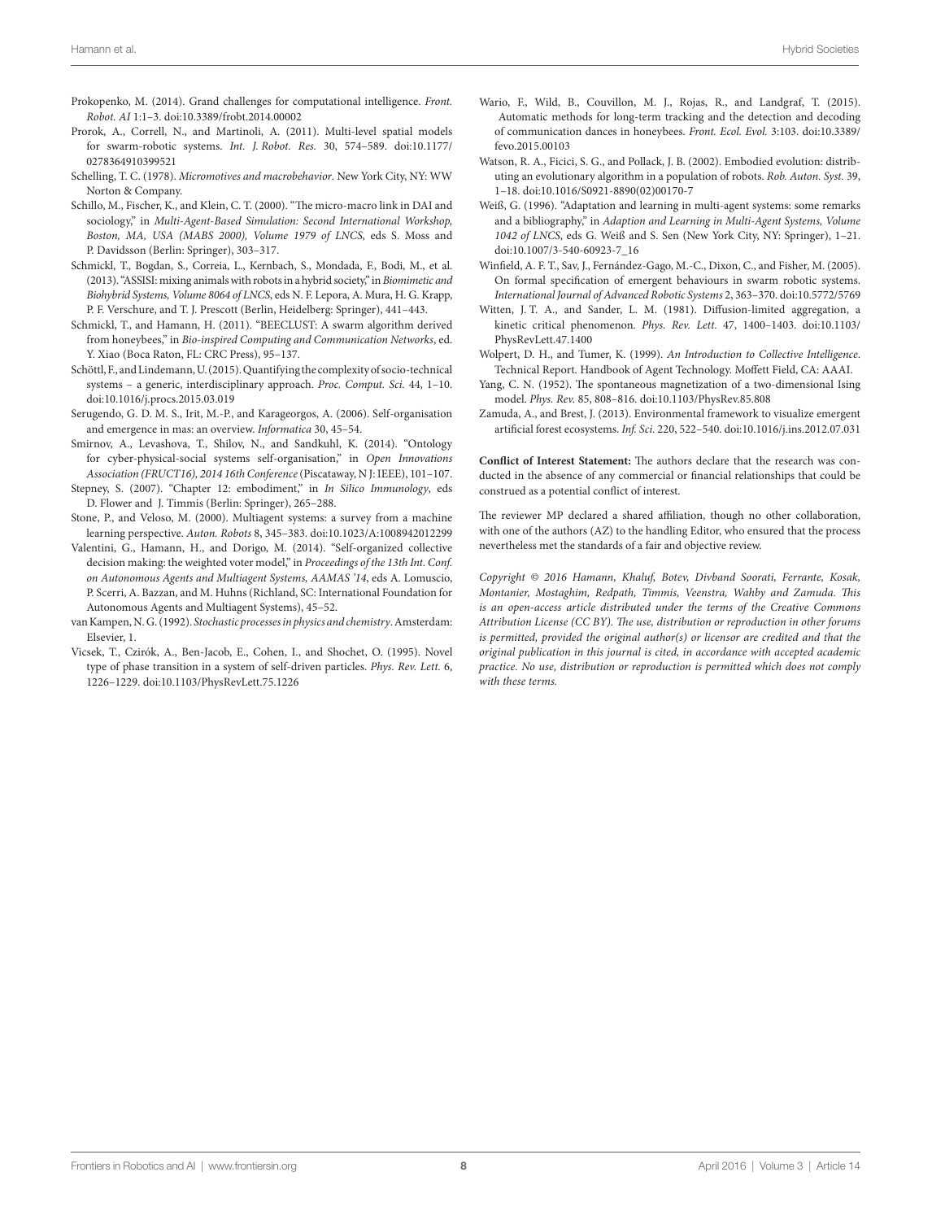Prokopenko, M. (2014). Grand challenges for computational intelligence. *Front. Robot. AI* 1:1–3. doi:10.3389/frobt.2014.00002

Prorok, A., Correll, N., and Martinoli, A. (2011). Multi-level spatial models for swarm-robotic systems. *Int. J. Robot. Res.* 30, 574–589. doi:10.1177/0278364910399521

Schelling, T. C. (1978). *Micromotives and macrobehavior*. New York City, NY: WW Norton & Company.

Schillo, M., Fischer, K., and Klein, C. T. (2000). "The micro-macro link in DAI and sociology," in *Multi-Agent-Based Simulation: Second International Workshop, Boston, MA, USA (MABS 2000), Volume 1979 of LNCS*, eds S. Moss and P. Davidsson (Berlin: Springer), 303–317.

Schmickl, T., Bogdan, S., Correia, L., Kernbach, S., Mondada, F., Bodi, M., et al. (2013). "ASSISI: mixing animals with robots in a hybrid society," in *Biomimetic and Biohybrid Systems, Volume 8064 of LNCS*, eds N. F. Lepora, A. Mura, H. G. Krapp, P. F. Verschure, and T. J. Prescott (Berlin, Heidelberg: Springer), 441–443.

Schmickl, T., and Hamann, H. (2011). "BEECLUST: A swarm algorithm derived from honeybees," in *Bio-inspired Computing and Communication Networks*, ed. Y. Xiao (Boca Raton, FL: CRC Press), 95–137.

Schöttl, F., and Lindemann, U. (2015). Quantifying the complexity of socio-technical systems – a generic, interdisciplinary approach. *Proc. Comput. Sci.* 44, 1–10. doi:10.1016/j.procs.2015.03.019

Serugendo, G. D. M. S., Irit, M.-P., and Karageorgos, A. (2006). Self-organisation and emergence in mas: an overview. *Informatica* 30, 45–54.

Smirnov, A., Levashova, T., Shilov, N., and Sandkuhl, K. (2014). "Ontology for cyber-physical-social systems self-organisation," in *Open Innovations Association (FRUCT16), 2014 16th Conference* (Piscataway, NJ: IEEE), 101–107.

Stepney, S. (2007). "Chapter 12: embodiment," in *In Silico Immunology*, eds D. Flower and J. Timmis (Berlin: Springer), 265–288.

Stone, P., and Veloso, M. (2000). Multiagent systems: a survey from a machine learning perspective. *Auton. Robots* 8, 345–383. doi:10.1023/A:1008942012299

Valentini, G., Hamann, H., and Dorigo, M. (2014). "Self-organized collective decision making: the weighted voter model," in *Proceedings of the 13th Int. Conf. on Autonomous Agents and Multiagent Systems, AAMAS '14*, eds A. Lomuscio, P. Scerri, A. Bazzan, and M. Huhns (Richland, SC: International Foundation for Autonomous Agents and Multiagent Systems), 45–52.

van Kampen, N. G. (1992). *Stochastic processes in physics and chemistry*. Amsterdam: Elsevier, 1.

Vicsek, T., Czirók, A., Ben-Jacob, E., Cohen, I., and Shochet, O. (1995). Novel type of phase transition in a system of self-driven particles. *Phys. Rev. Lett.* 6, 1226–1229. doi:10.1103/PhysRevLett.75.1226

Wario, F., Wild, B., Couvillon, M. J., Rojas, R., and Landgraf, T. (2015). Automatic methods for long-term tracking and the detection and decoding of communication dances in honeybees. *Front. Ecol. Evol.* 3:103. doi:10.3389/fevo.2015.00103

Watson, R. A., Ficici, S. G., and Pollack, J. B. (2002). Embodied evolution: distributing an evolutionary algorithm in a population of robots. *Rob. Auton. Syst.* 39, 1–18. doi:10.1016/S0921-8890(02)00170-7

Weiß, G. (1996). "Adaptation and learning in multi-agent systems: some remarks and a bibliography," in *Adaption and Learning in Multi-Agent Systems, Volume 1042 of LNCS*, eds G. Weiß and S. Sen (New York City, NY: Springer), 1–21. doi:10.1007/3-540-60923-7_16

Winfield, A. F. T., Sav, J., Fernández-Gago, M.-C., Dixon, C., and Fisher, M. (2005). On formal specification of emergent behaviours in swarm robotic systems. *International Journal of Advanced Robotic Systems* 2, 363–370. doi:10.5772/5769

Witten, J. T. A., and Sander, L. M. (1981). Diffusion-limited aggregation, a kinetic critical phenomenon. *Phys. Rev. Lett.* 47, 1400–1403. doi:10.1103/PhysRevLett.47.1400

Wolpert, D. H., and Tumer, K. (1999). *An Introduction to Collective Intelligence*. Technical Report. Handbook of Agent Technology. Moffett Field, CA: AAAI.

Yang, C. N. (1952). The spontaneous magnetization of a two-dimensional Ising model. *Phys. Rev.* 85, 808–816. doi:10.1103/PhysRev.85.808

Zamuda, A., and Brest, J. (2013). Environmental framework to visualize emergent artificial forest ecosystems. *Inf. Sci.* 220, 522–540. doi:10.1016/j.ins.2012.07.031

**Conflict of Interest Statement:** The authors declare that the research was conducted in the absence of any commercial or financial relationships that could be construed as a potential conflict of interest.

The reviewer MP declared a shared affiliation, though no other collaboration, with one of the authors (AZ) to the handling Editor, who ensured that the process nevertheless met the standards of a fair and objective review.

*Copyright © 2016 Hamann, Khaluf, Botev, Divband Soorati, Ferrante, Kosak, Montanier, Mostaghim, Redpath, Timmis, Veenstra, Wahby and Zamuda. This is an open-access article distributed under the terms of the Creative Commons Attribution License (CC BY). The use, distribution or reproduction in other forums is permitted, provided the original author(s) or licensor are credited and that the original publication in this journal is cited, in accordance with accepted academic practice. No use, distribution or reproduction is permitted which does not comply with these terms.*